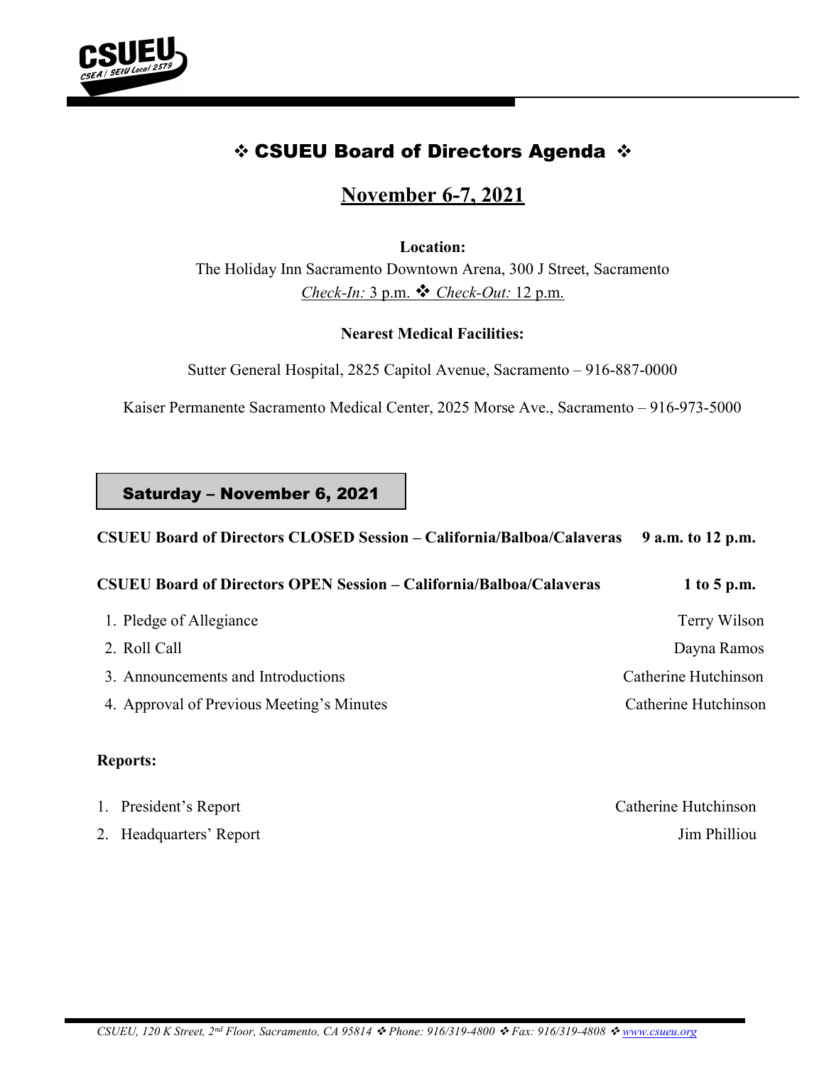# ❖ CSUEU Board of Directors Agenda ❖

## November 6-7, 2021

**Location:**

The Holiday Inn Sacramento Downtown Arena, 300 J Street, Sacramento

*Check-In:* 3 p.m. ❖ *Check-Out:* 12 p.m.

**Nearest Medical Facilities:**

Sutter General Hospital, 2825 Capitol Avenue, Sacramento – 916-887-0000

Kaiser Permanente Sacramento Medical Center, 2025 Morse Ave., Sacramento – 916-973-5000

### Saturday – November 6, 2021

**CSUEU Board of Directors CLOSED Session – California/Balboa/Calaveras — 9 a.m. to 12 p.m.**

**CSUEU Board of Directors OPEN Session – California/Balboa/Calaveras — 1 to 5 p.m.**

1. Pledge of Allegiance — Terry Wilson
2. Roll Call — Dayna Ramos
3. Announcements and Introductions — Catherine Hutchinson
4. Approval of Previous Meeting's Minutes — Catherine Hutchinson

**Reports:**

1. President's Report — Catherine Hutchinson
2. Headquarters' Report — Jim Philliou

*CSUEU, 120 K Street, 2nd Floor, Sacramento, CA 95814 ❖ Phone: 916/319-4800 ❖ Fax: 916/319-4808 ❖ www.csueu.org*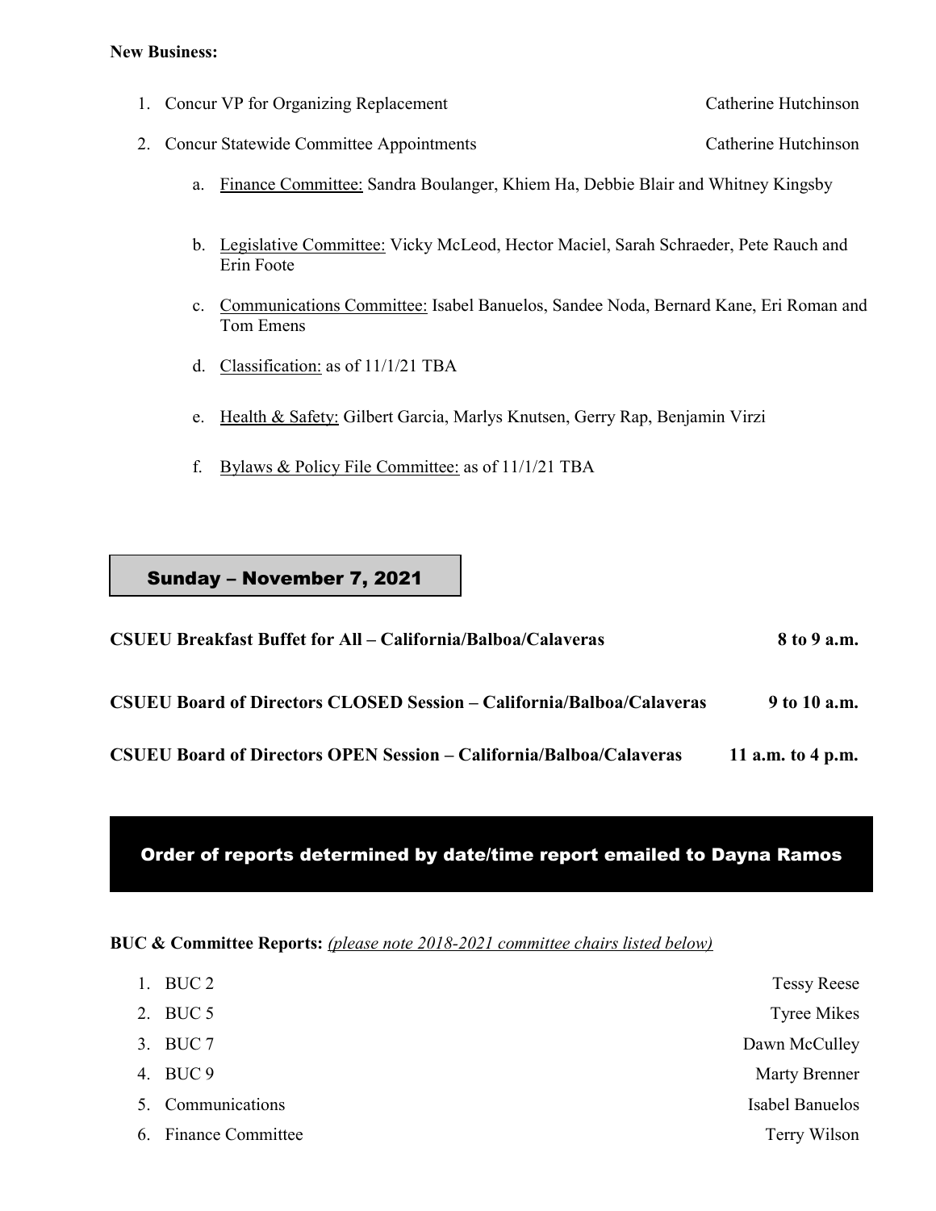**New Business:**

1. Concur VP for Organizing Replacement — Catherine Hutchinson
2. Concur Statewide Committee Appointments — Catherine Hutchinson
   a. Finance Committee: Sandra Boulanger, Khiem Ha, Debbie Blair and Whitney Kingsby
   b. Legislative Committee: Vicky McLeod, Hector Maciel, Sarah Schraeder, Pete Rauch and Erin Foote
   c. Communications Committee: Isabel Banuelos, Sandee Noda, Bernard Kane, Eri Roman and Tom Emens
   d. Classification: as of 11/1/21 TBA
   e. Health & Safety: Gilbert Garcia, Marlys Knutsen, Gerry Rap, Benjamin Virzi
   f. Bylaws & Policy File Committee: as of 11/1/21 TBA

## Sunday – November 7, 2021

**CSUEU Breakfast Buffet for All – California/Balboa/Calaveras — 8 to 9 a.m.**

**CSUEU Board of Directors CLOSED Session – California/Balboa/Calaveras — 9 to 10 a.m.**

**CSUEU Board of Directors OPEN Session – California/Balboa/Calaveras — 11 a.m. to 4 p.m.**

**Order of reports determined by date/time report emailed to Dayna Ramos**

**BUC & Committee Reports:** *(please note 2018-2021 committee chairs listed below)*

1. BUC 2 — Tessy Reese
2. BUC 5 — Tyree Mikes
3. BUC 7 — Dawn McCulley
4. BUC 9 — Marty Brenner
5. Communications — Isabel Banuelos
6. Finance Committee — Terry Wilson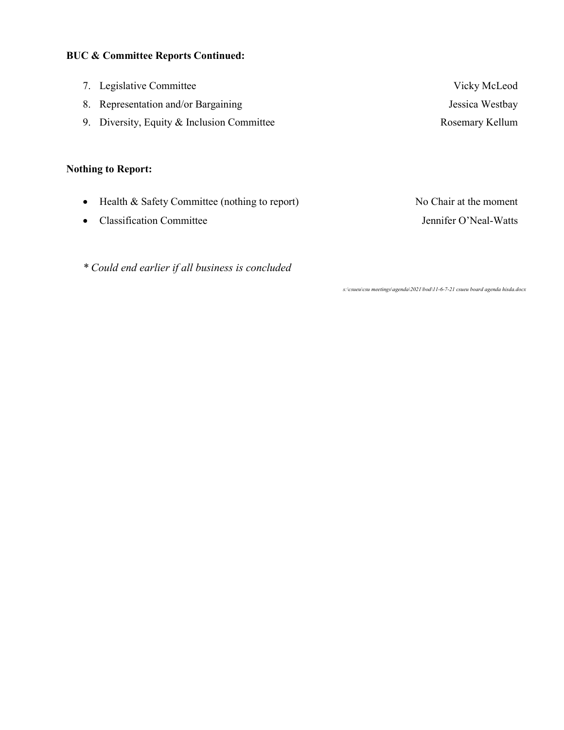**BUC & Committee Reports Continued:**

7. Legislative Committee — Vicky McLeod
8. Representation and/or Bargaining — Jessica Westbay
9. Diversity, Equity & Inclusion Committee — Rosemary Kellum

**Nothing to Report:**

- Health & Safety Committee (nothing to report) — No Chair at the moment
- Classification Committee — Jennifer O'Neal-Watts

*\* Could end earlier if all business is concluded*

*s:\csueu\csu meetings\agenda\2021\bod\11-6-7-21 csueu board agenda hisda.docx*